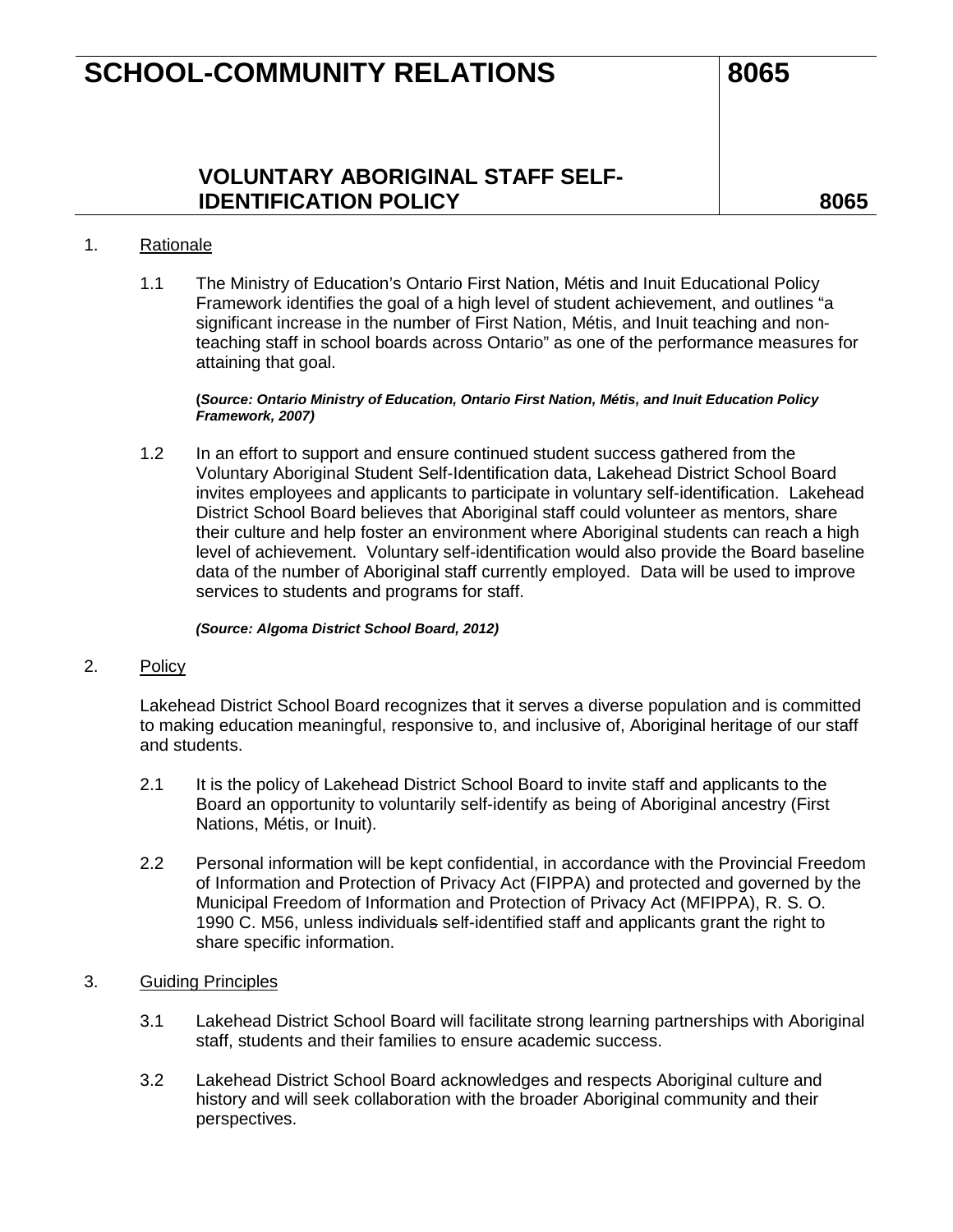# SCHOOL-COMMUNITY RELATIONS 8065

## VOLUNTARY ABORIGINAL STAFF SELF-IDENTIFICATION POLICY 8065

1. Rationale

   1.1 The Ministry of Education's Ontario First Nation, Métis and Inuit Educational Policy Framework identifies the goal of a high level of student achievement, and outlines "a significant increase in the number of First Nation, Métis, and Inuit teaching and non-teaching staff in school boards across Ontario" as one of the performance measures for attaining that goal.

   **(*Source: Ontario Ministry of Education, Ontario First Nation, Métis, and Inuit Education Policy Framework, 2007)***

   1.2 In an effort to support and ensure continued student success gathered from the Voluntary Aboriginal Student Self-Identification data, Lakehead District School Board invites employees and applicants to participate in voluntary self-identification. Lakehead District School Board believes that Aboriginal staff could volunteer as mentors, share their culture and help foster an environment where Aboriginal students can reach a high level of achievement. Voluntary self-identification would also provide the Board baseline data of the number of Aboriginal staff currently employed. Data will be used to improve services to students and programs for staff.

   ***(Source: Algoma District School Board, 2012)***

2. Policy

   Lakehead District School Board recognizes that it serves a diverse population and is committed to making education meaningful, responsive to, and inclusive of, Aboriginal heritage of our staff and students.

   2.1 It is the policy of Lakehead District School Board to invite staff and applicants to the Board an opportunity to voluntarily self-identify as being of Aboriginal ancestry (First Nations, Métis, or Inuit).

   2.2 Personal information will be kept confidential, in accordance with the Provincial Freedom of Information and Protection of Privacy Act (FIPPA) and protected and governed by the Municipal Freedom of Information and Protection of Privacy Act (MFIPPA), R. S. O. 1990 C. M56, unless individual~~s~~ self-identified staff and applicants grant the right to share specific information.

3. Guiding Principles

   3.1 Lakehead District School Board will facilitate strong learning partnerships with Aboriginal staff, students and their families to ensure academic success.

   3.2 Lakehead District School Board acknowledges and respects Aboriginal culture and history and will seek collaboration with the broader Aboriginal community and their perspectives.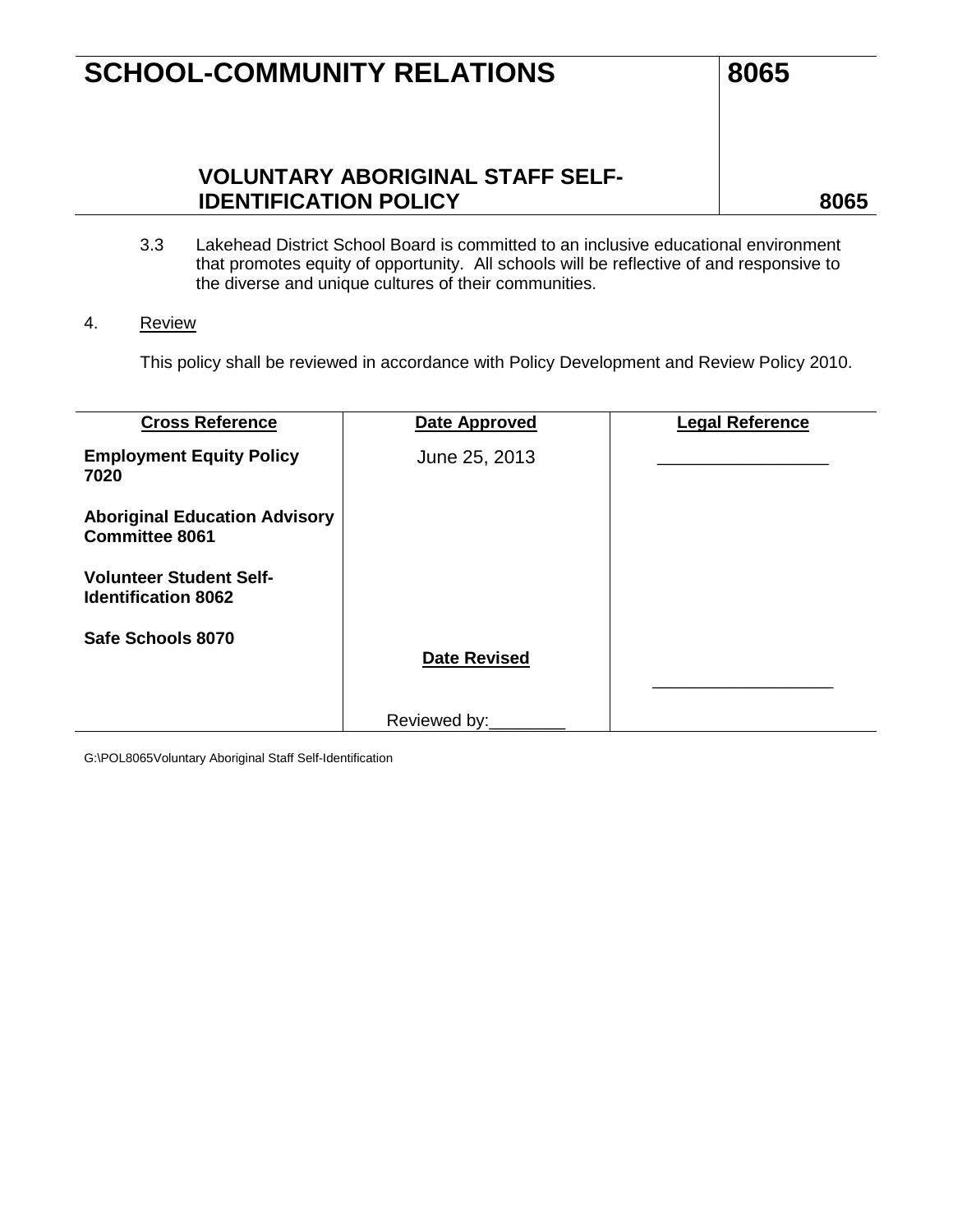3.3 Lakehead District School Board is committed to an inclusive educational environment that promotes equity of opportunity. All schools will be reflective of and responsive to the diverse and unique cultures of their communities.

4. Review

This policy shall be reviewed in accordance with Policy Development and Review Policy 2010.

| Cross Reference | Date Approved | Legal Reference |
|---|---|---|
| **Employment Equity Policy 7020** | June 25, 2013 | _________________ |
| **Aboriginal Education Advisory Committee 8061** | | |
| **Volunteer Student Self-Identification 8062** | | |
| **Safe Schools 8070** | **Date Revised** | __________________ |
| | Reviewed by:________ | |

G:\POL8065Voluntary Aboriginal Staff Self-Identification